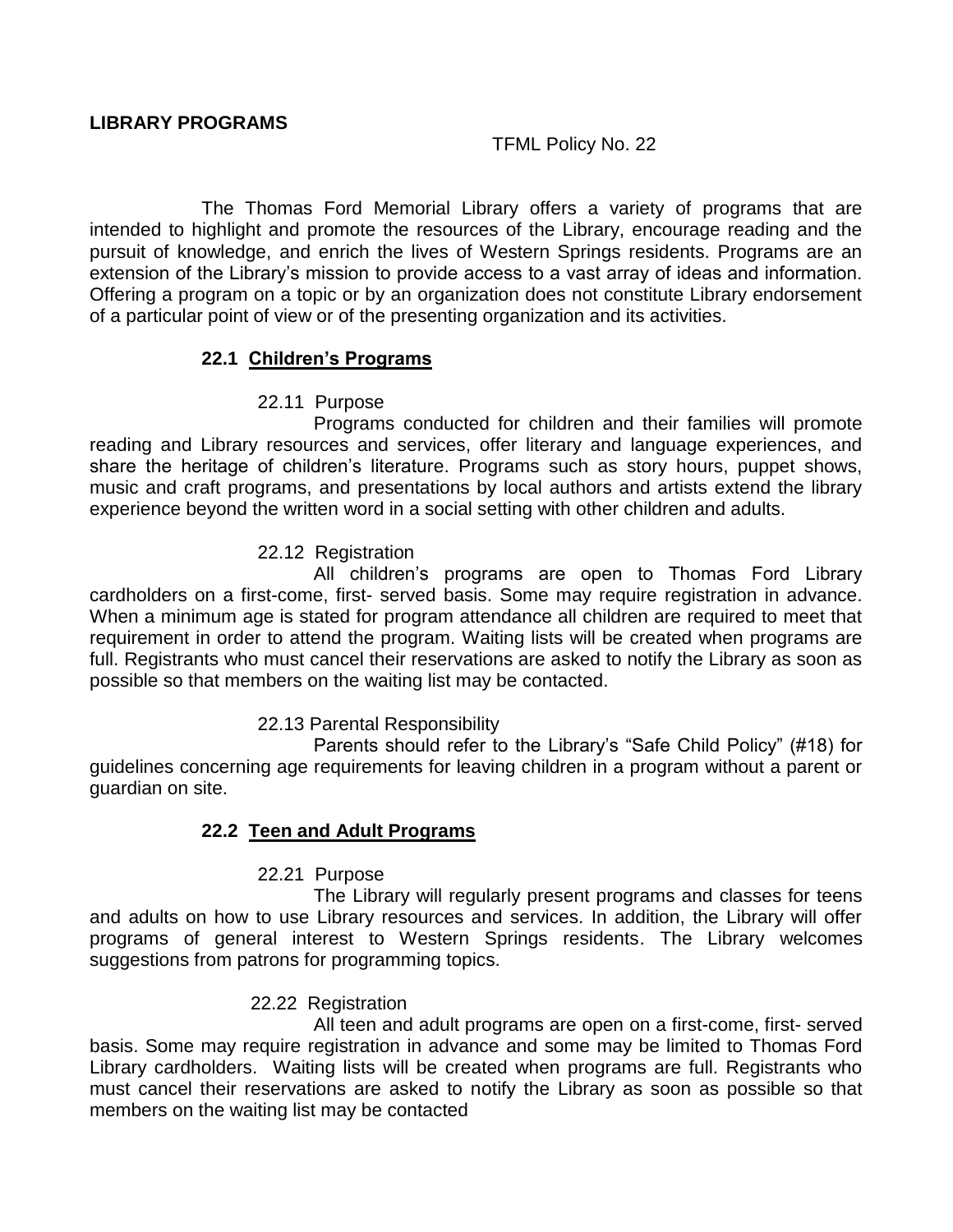# LIBRARY PROGRAMS

TFML Policy No. 22

The Thomas Ford Memorial Library offers a variety of programs that are intended to highlight and promote the resources of the Library, encourage reading and the pursuit of knowledge, and enrich the lives of Western Springs residents. Programs are an extension of the Library's mission to provide access to a vast array of ideas and information. Offering a program on a topic or by an organization does not constitute Library endorsement of a particular point of view or of the presenting organization and its activities.

## 22.1 Children's Programs

### 22.11 Purpose

Programs conducted for children and their families will promote reading and Library resources and services, offer literary and language experiences, and share the heritage of children's literature. Programs such as story hours, puppet shows, music and craft programs, and presentations by local authors and artists extend the library experience beyond the written word in a social setting with other children and adults.

### 22.12 Registration

All children's programs are open to Thomas Ford Library cardholders on a first-come, first- served basis. Some may require registration in advance. When a minimum age is stated for program attendance all children are required to meet that requirement in order to attend the program. Waiting lists will be created when programs are full. Registrants who must cancel their reservations are asked to notify the Library as soon as possible so that members on the waiting list may be contacted.

### 22.13 Parental Responsibility

Parents should refer to the Library's "Safe Child Policy" (#18) for guidelines concerning age requirements for leaving children in a program without a parent or guardian on site.

## 22.2 Teen and Adult Programs

### 22.21 Purpose

The Library will regularly present programs and classes for teens and adults on how to use Library resources and services. In addition, the Library will offer programs of general interest to Western Springs residents. The Library welcomes suggestions from patrons for programming topics.

### 22.22 Registration

All teen and adult programs are open on a first-come, first- served basis. Some may require registration in advance and some may be limited to Thomas Ford Library cardholders. Waiting lists will be created when programs are full. Registrants who must cancel their reservations are asked to notify the Library as soon as possible so that members on the waiting list may be contacted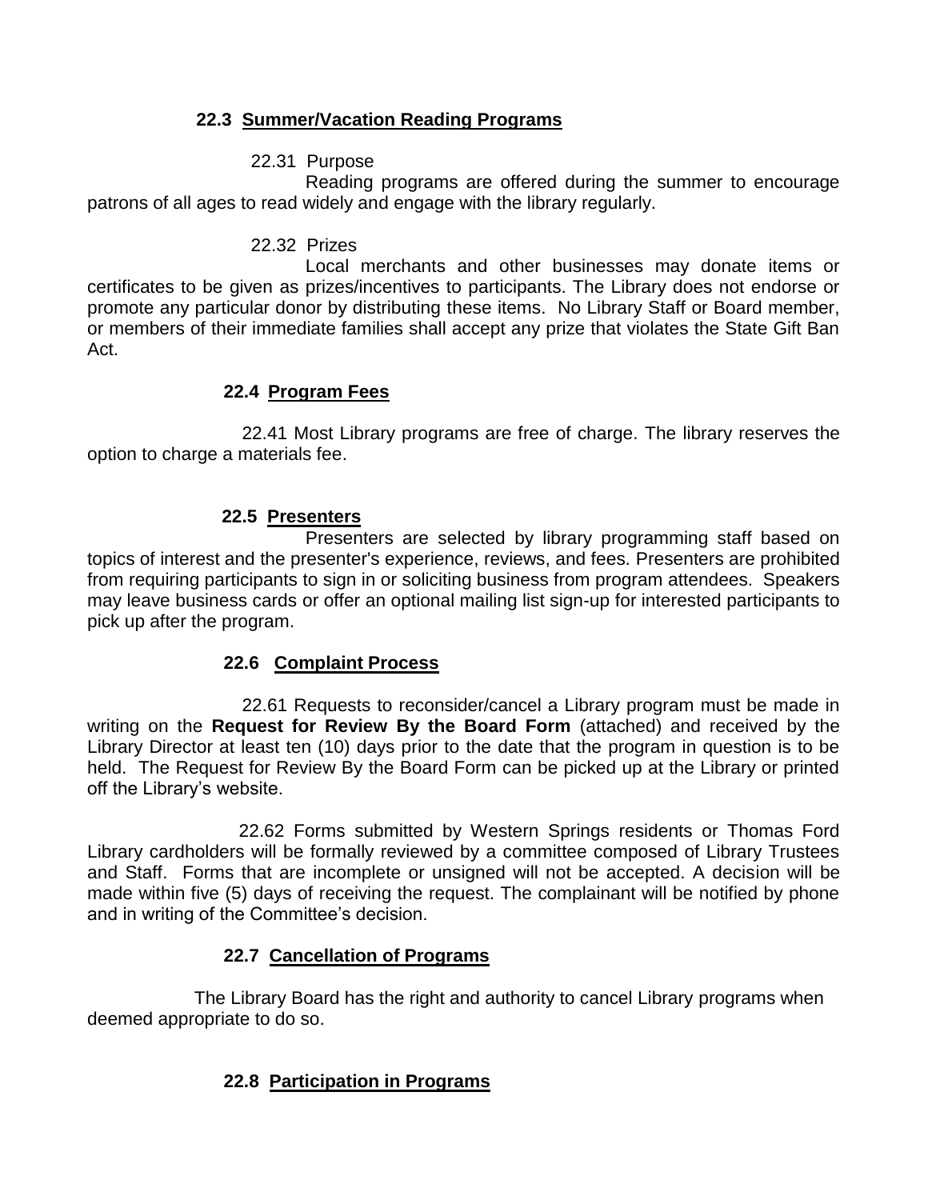## 22.3 Summer/Vacation Reading Programs

### 22.31 Purpose

Reading programs are offered during the summer to encourage patrons of all ages to read widely and engage with the library regularly.

### 22.32 Prizes

Local merchants and other businesses may donate items or certificates to be given as prizes/incentives to participants. The Library does not endorse or promote any particular donor by distributing these items. No Library Staff or Board member, or members of their immediate families shall accept any prize that violates the State Gift Ban Act.

## 22.4 Program Fees

22.41 Most Library programs are free of charge. The library reserves the option to charge a materials fee.

## 22.5 Presenters

Presenters are selected by library programming staff based on topics of interest and the presenter's experience, reviews, and fees. Presenters are prohibited from requiring participants to sign in or soliciting business from program attendees. Speakers may leave business cards or offer an optional mailing list sign-up for interested participants to pick up after the program.

## 22.6 Complaint Process

22.61 Requests to reconsider/cancel a Library program must be made in writing on the **Request for Review By the Board Form** (attached) and received by the Library Director at least ten (10) days prior to the date that the program in question is to be held. The Request for Review By the Board Form can be picked up at the Library or printed off the Library's website.

22.62 Forms submitted by Western Springs residents or Thomas Ford Library cardholders will be formally reviewed by a committee composed of Library Trustees and Staff. Forms that are incomplete or unsigned will not be accepted. A decision will be made within five (5) days of receiving the request. The complainant will be notified by phone and in writing of the Committee's decision.

## 22.7 Cancellation of Programs

The Library Board has the right and authority to cancel Library programs when deemed appropriate to do so.

## 22.8 Participation in Programs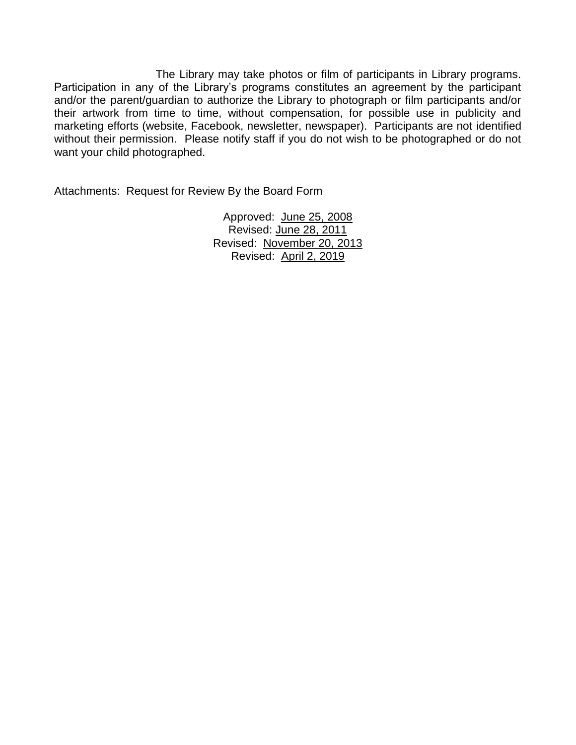The Library may take photos or film of participants in Library programs. Participation in any of the Library's programs constitutes an agreement by the participant and/or the parent/guardian to authorize the Library to photograph or film participants and/or their artwork from time to time, without compensation, for possible use in publicity and marketing efforts (website, Facebook, newsletter, newspaper). Participants are not identified without their permission. Please notify staff if you do not wish to be photographed or do not want your child photographed.

Attachments: Request for Review By the Board Form

Approved: June 25, 2008
Revised: June 28, 2011
Revised: November 20, 2013
Revised: April 2, 2019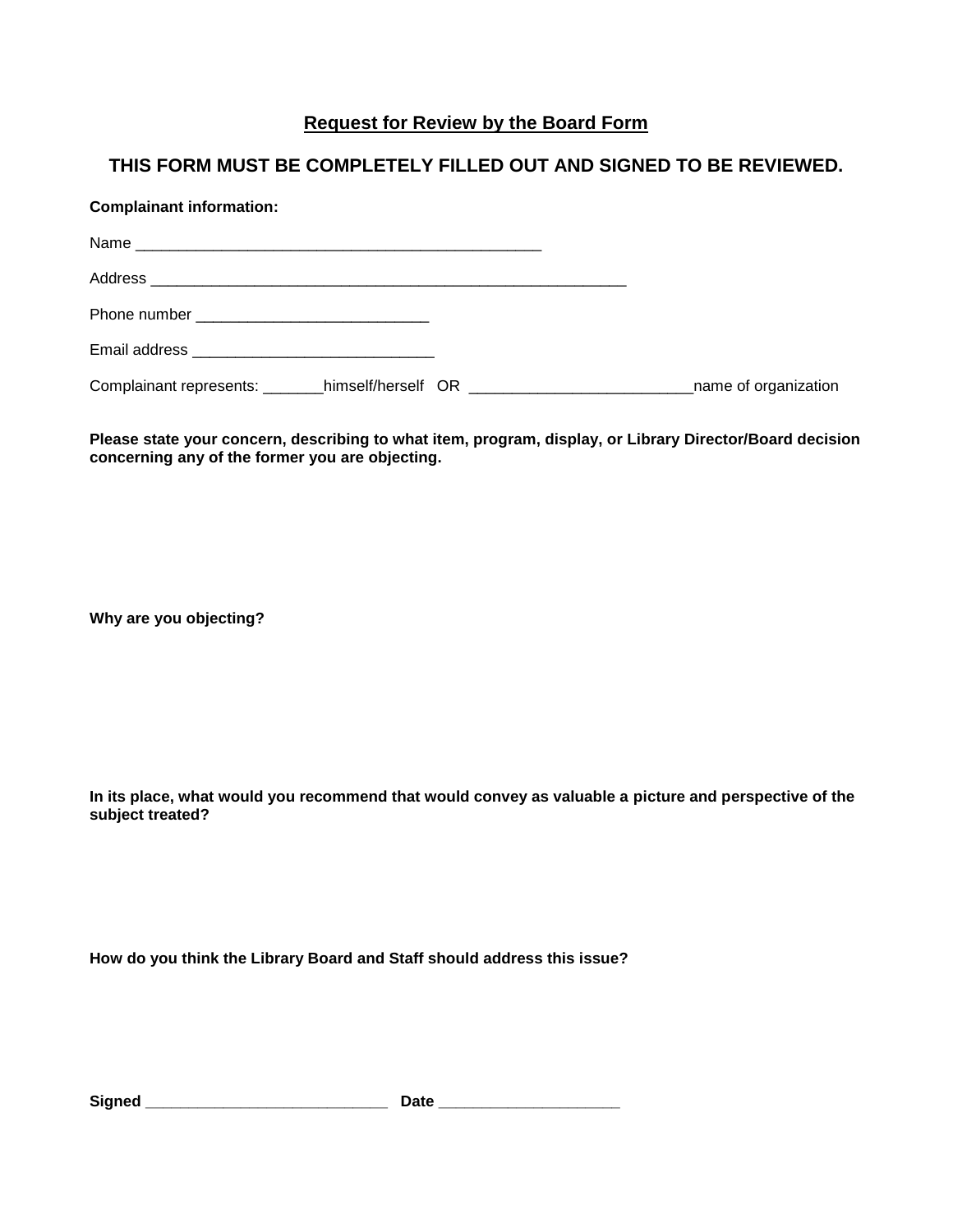## Request for Review by the Board Form

### THIS FORM MUST BE COMPLETELY FILLED OUT AND SIGNED TO BE REVIEWED.

**Complainant information:**

Name _______________________________________________

Address ________________________________________________________

Phone number ___________________________

Email address ____________________________

Complainant represents: _______himself/herself OR __________________________name of organization

**Please state your concern, describing to what item, program, display, or Library Director/Board decision concerning any of the former you are objecting.**

**Why are you objecting?**

**In its place, what would you recommend that would convey as valuable a picture and perspective of the subject treated?**

**How do you think the Library Board and Staff should address this issue?**

**Signed ____________________________ Date _____________________**